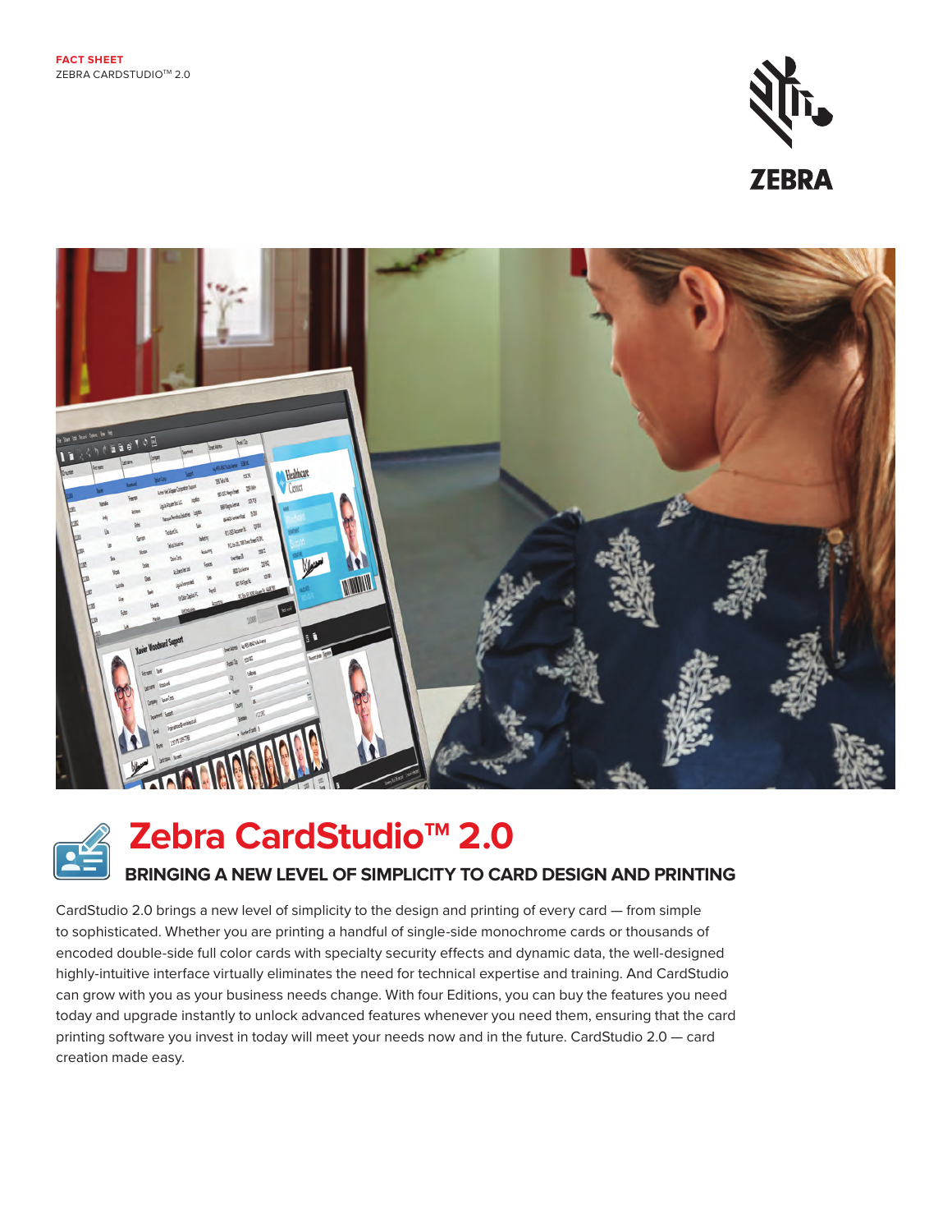FACT SHEET
ZEBRA CARDSTUDIO™ 2.0

# Zebra CardStudio™ 2.0

## BRINGING A NEW LEVEL OF SIMPLICITY TO CARD DESIGN AND PRINTING

CardStudio 2.0 brings a new level of simplicity to the design and printing of every card — from simple to sophisticated. Whether you are printing a handful of single-side monochrome cards or thousands of encoded double-side full color cards with specialty security effects and dynamic data, the well-designed highly-intuitive interface virtually eliminates the need for technical expertise and training. And CardStudio can grow with you as your business needs change. With four Editions, you can buy the features you need today and upgrade instantly to unlock advanced features whenever you need them, ensuring that the card printing software you invest in today will meet your needs now and in the future. CardStudio 2.0 — card creation made easy.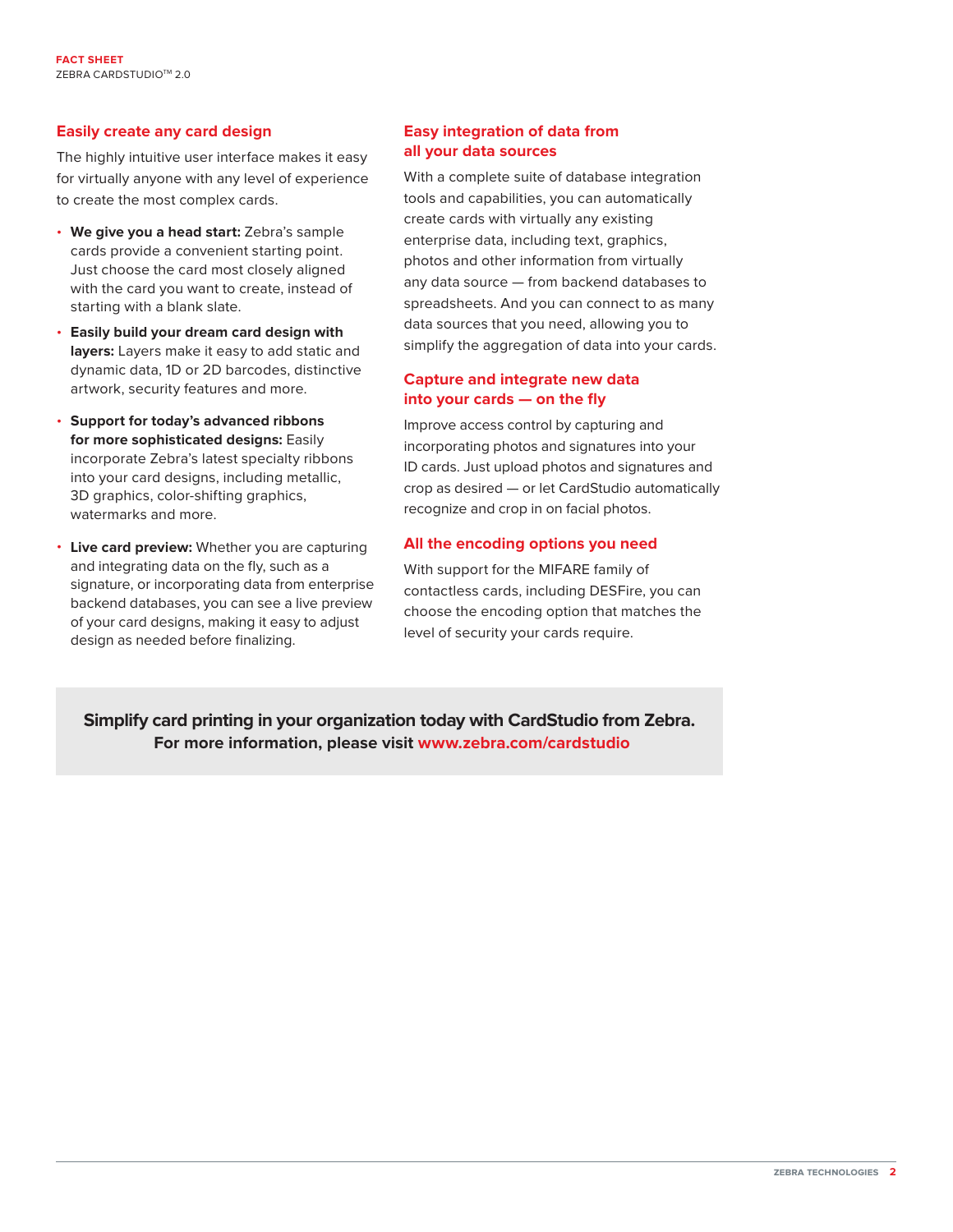## Easily create any card design

The highly intuitive user interface makes it easy for virtually anyone with any level of experience to create the most complex cards.

- **We give you a head start:** Zebra's sample cards provide a convenient starting point. Just choose the card most closely aligned with the card you want to create, instead of starting with a blank slate.
- **Easily build your dream card design with layers:** Layers make it easy to add static and dynamic data, 1D or 2D barcodes, distinctive artwork, security features and more.
- **Support for today's advanced ribbons for more sophisticated designs:** Easily incorporate Zebra's latest specialty ribbons into your card designs, including metallic, 3D graphics, color-shifting graphics, watermarks and more.
- **Live card preview:** Whether you are capturing and integrating data on the fly, such as a signature, or incorporating data from enterprise backend databases, you can see a live preview of your card designs, making it easy to adjust design as needed before finalizing.

## Easy integration of data from all your data sources

With a complete suite of database integration tools and capabilities, you can automatically create cards with virtually any existing enterprise data, including text, graphics, photos and other information from virtually any data source — from backend databases to spreadsheets. And you can connect to as many data sources that you need, allowing you to simplify the aggregation of data into your cards.

## Capture and integrate new data into your cards — on the fly

Improve access control by capturing and incorporating photos and signatures into your ID cards. Just upload photos and signatures and crop as desired — or let CardStudio automatically recognize and crop in on facial photos.

## All the encoding options you need

With support for the MIFARE family of contactless cards, including DESFire, you can choose the encoding option that matches the level of security your cards require.

**Simplify card printing in your organization today with CardStudio from Zebra.**
**For more information, please visit www.zebra.com/cardstudio**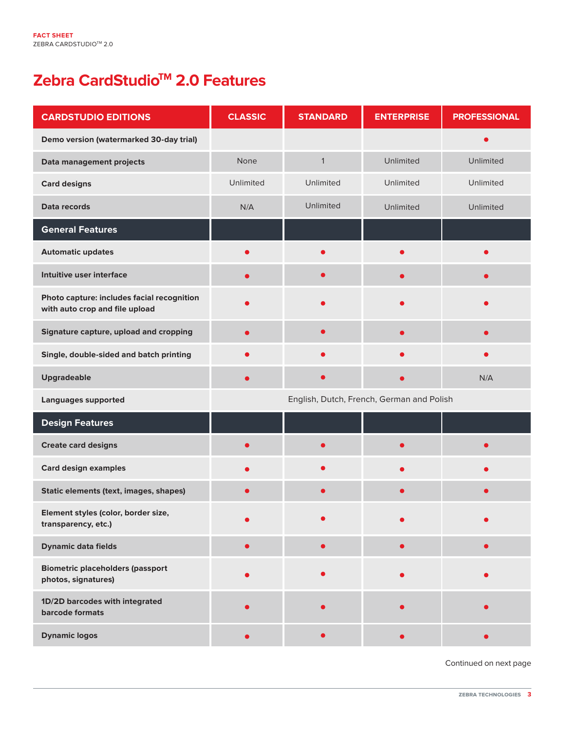# Zebra CardStudio™ 2.0 Features

| CARDSTUDIO EDITIONS | CLASSIC | STANDARD | ENTERPRISE | PROFESSIONAL |
|---|---|---|---|---|
| Demo version (watermarked 30-day trial) | | | | ● |
| Data management projects | None | 1 | Unlimited | Unlimited |
| Card designs | Unlimited | Unlimited | Unlimited | Unlimited |
| Data records | N/A | Unlimited | Unlimited | Unlimited |
| **General Features** | | | | |
| Automatic updates | ● | ● | ● | ● |
| Intuitive user interface | ● | ● | ● | ● |
| Photo capture: includes facial recognition with auto crop and file upload | ● | ● | ● | ● |
| Signature capture, upload and cropping | ● | ● | ● | ● |
| Single, double-sided and batch printing | ● | ● | ● | ● |
| Upgradeable | ● | ● | ● | N/A |
| Languages supported | English, Dutch, French, German and Polish | | | |
| **Design Features** | | | | |
| Create card designs | ● | ● | ● | ● |
| Card design examples | ● | ● | ● | ● |
| Static elements (text, images, shapes) | ● | ● | ● | ● |
| Element styles (color, border size, transparency, etc.) | ● | ● | ● | ● |
| Dynamic data fields | ● | ● | ● | ● |
| Biometric placeholders (passport photos, signatures) | ● | ● | ● | ● |
| 1D/2D barcodes with integrated barcode formats | ● | ● | ● | ● |
| Dynamic logos | ● | ● | ● | ● |

Continued on next page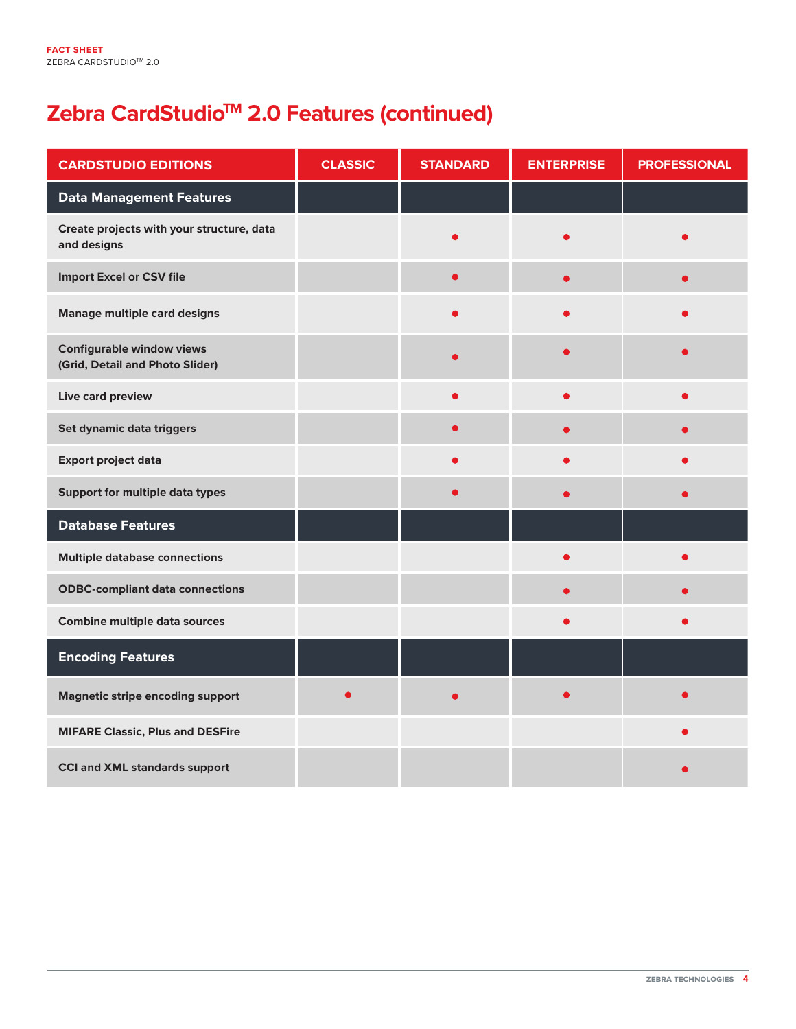## Zebra CardStudio™ 2.0 Features (continued)

| CARDSTUDIO EDITIONS | CLASSIC | STANDARD | ENTERPRISE | PROFESSIONAL |
|---|---|---|---|---|
| **Data Management Features** | | | | |
| Create projects with your structure, data and designs | | ● | ● | ● |
| Import Excel or CSV file | | ● | ● | ● |
| Manage multiple card designs | | ● | ● | ● |
| Configurable window views (Grid, Detail and Photo Slider) | | ● | ● | ● |
| Live card preview | | ● | ● | ● |
| Set dynamic data triggers | | ● | ● | ● |
| Export project data | | ● | ● | ● |
| Support for multiple data types | | ● | ● | ● |
| **Database Features** | | | | |
| Multiple database connections | | | ● | ● |
| ODBC-compliant data connections | | | ● | ● |
| Combine multiple data sources | | | ● | ● |
| **Encoding Features** | | | | |
| Magnetic stripe encoding support | ● | ● | ● | ● |
| MIFARE Classic, Plus and DESFire | | | | ● |
| CCI and XML standards support | | | | ● |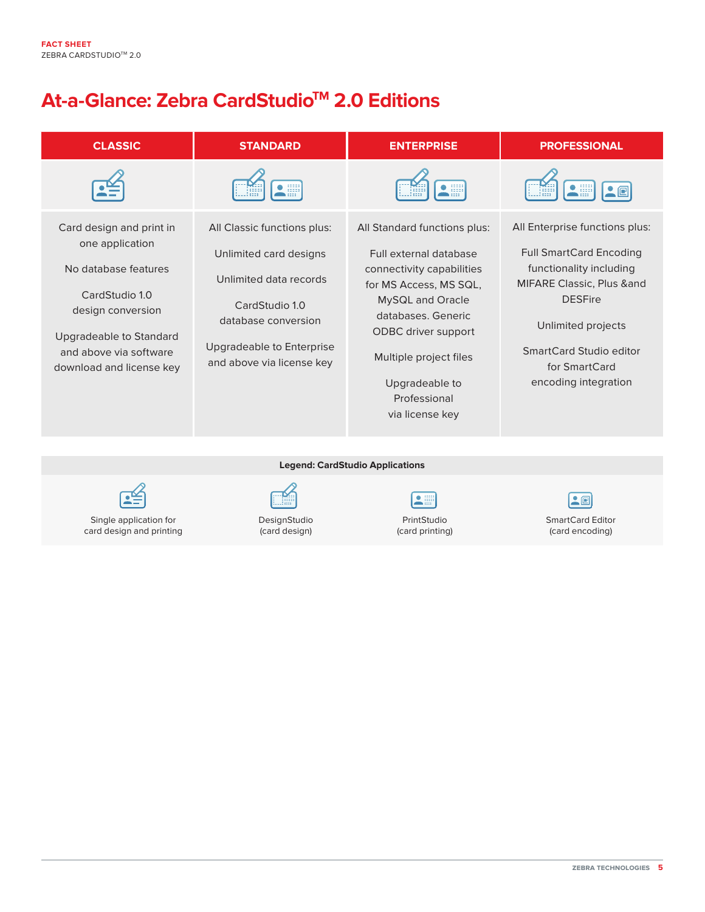# At-a-Glance: Zebra CardStudio™ 2.0 Editions

| CLASSIC | STANDARD | ENTERPRISE | PROFESSIONAL |
|---|---|---|---|
| Card design and print in one application<br><br>No database features<br><br>CardStudio 1.0 design conversion<br><br>Upgradeable to Standard and above via software download and license key | All Classic functions plus:<br><br>Unlimited card designs<br><br>Unlimited data records<br><br>CardStudio 1.0 database conversion<br><br>Upgradeable to Enterprise and above via license key | All Standard functions plus:<br><br>Full external database connectivity capabilities for MS Access, MS SQL, MySQL and Oracle databases. Generic ODBC driver support<br><br>Multiple project files<br><br>Upgradeable to Professional via license key | All Enterprise functions plus:<br><br>Full SmartCard Encoding functionality including MIFARE Classic, Plus &and DESFire<br><br>Unlimited projects<br><br>SmartCard Studio editor for SmartCard encoding integration |

**Legend: CardStudio Applications**

| Single application for card design and printing | DesignStudio (card design) | PrintStudio (card printing) | SmartCard Editor (card encoding) |
|---|---|---|---|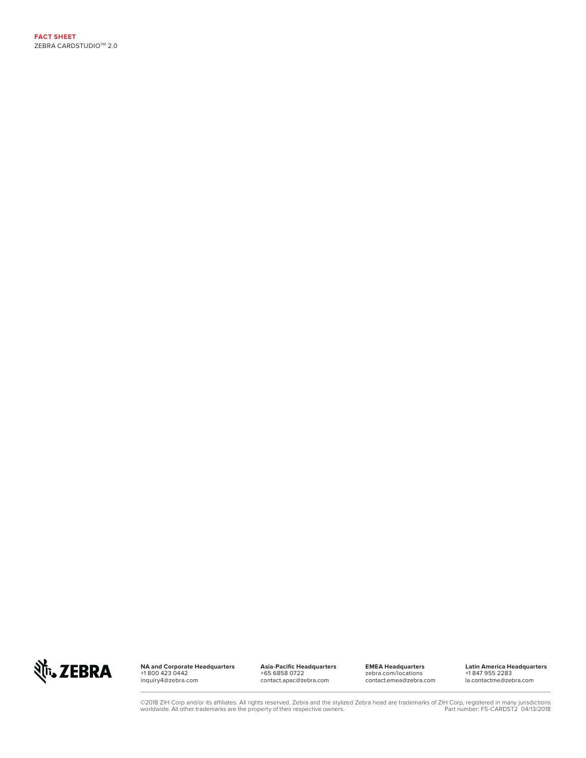**NA and Corporate Headquarters**
+1 800 423 0442
inquiry4@zebra.com

**Asia-Pacific Headquarters**
+65 6858 0722
contact.apac@zebra.com

**EMEA Headquarters**
zebra.com/locations
contact.emea@zebra.com

**Latin America Headquarters**
+1 847 955 2283
la.contactme@zebra.com

©2018 ZIH Corp and/or its affiliates. All rights reserved. Zebra and the stylized Zebra head are trademarks of ZIH Corp, registered in many jurisdictions worldwide. All other trademarks are the property of their respective owners.

Part number: FS-CARDST2 04/13/2018